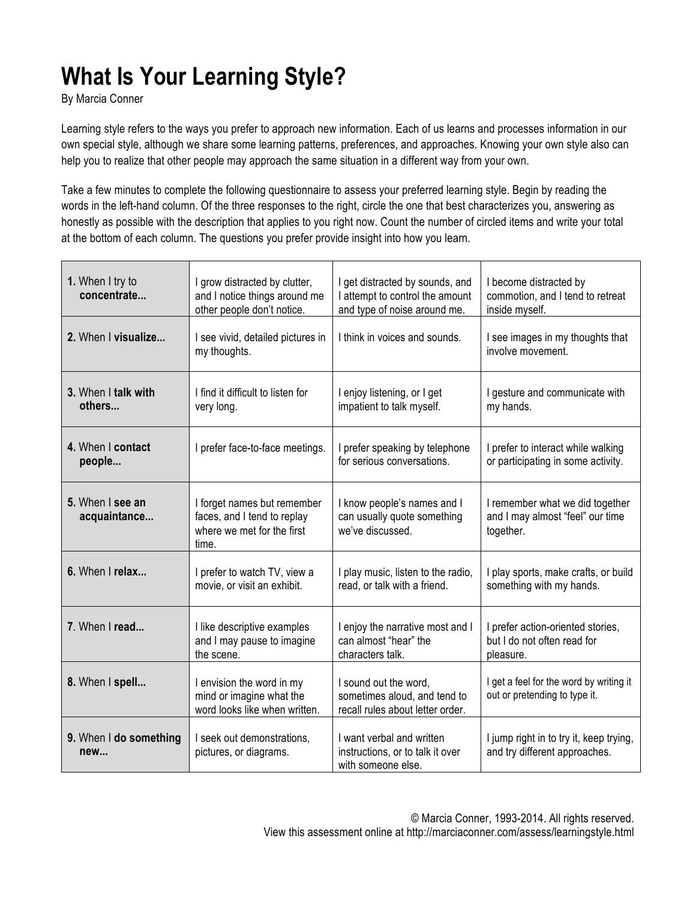# What Is Your Learning Style?

By Marcia Conner

Learning style refers to the ways you prefer to approach new information. Each of us learns and processes information in our own special style, although we share some learning patterns, preferences, and approaches. Knowing your own style also can help you to realize that other people may approach the same situation in a different way from your own.

Take a few minutes to complete the following questionnaire to assess your preferred learning style. Begin by reading the words in the left-hand column. Of the three responses to the right, circle the one that best characterizes you, answering as honestly as possible with the description that applies to you right now. Count the number of circled items and write your total at the bottom of each column. The questions you prefer provide insight into how you learn.

| | | | |
|---|---|---|---|
| **1.** When I try to **concentrate...** | I grow distracted by clutter, and I notice things around me other people don't notice. | I get distracted by sounds, and I attempt to control the amount and type of noise around me. | I become distracted by commotion, and I tend to retreat inside myself. |
| **2.** When I **visualize...** | I see vivid, detailed pictures in my thoughts. | I think in voices and sounds. | I see images in my thoughts that involve movement. |
| **3.** When I **talk with others...** | I find it difficult to listen for very long. | I enjoy listening, or I get impatient to talk myself. | I gesture and communicate with my hands. |
| **4.** When I **contact people...** | I prefer face-to-face meetings. | I prefer speaking by telephone for serious conversations. | I prefer to interact while walking or participating in some activity. |
| **5.** When I **see an acquaintance...** | I forget names but remember faces, and I tend to replay where we met for the first time. | I know people's names and I can usually quote something we've discussed. | I remember what we did together and I may almost "feel" our time together. |
| **6.** When I **relax...** | I prefer to watch TV, view a movie, or visit an exhibit. | I play music, listen to the radio, read, or talk with a friend. | I play sports, make crafts, or build something with my hands. |
| **7.** When I **read...** | I like descriptive examples and I may pause to imagine the scene. | I enjoy the narrative most and I can almost "hear" the characters talk. | I prefer action-oriented stories, but I do not often read for pleasure. |
| **8.** When I **spell...** | I envision the word in my mind or imagine what the word looks like when written. | I sound out the word, sometimes aloud, and tend to recall rules about letter order. | I get a feel for the word by writing it out or pretending to type it. |
| **9.** When I **do something new...** | I seek out demonstrations, pictures, or diagrams. | I want verbal and written instructions, or to talk it over with someone else. | I jump right in to try it, keep trying, and try different approaches. |

© Marcia Conner, 1993-2014. All rights reserved.
View this assessment online at http://marciaconner.com/assess/learningstyle.html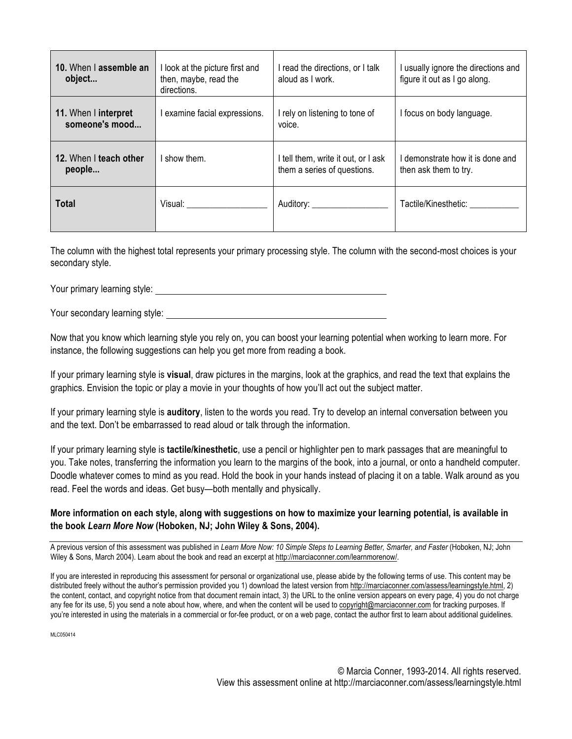| | | | |
|---|---|---|---|
| **10.** When I **assemble an object...** | I look at the picture first and then, maybe, read the directions. | I read the directions, or I talk aloud as I work. | I usually ignore the directions and figure it out as I go along. |
| **11.** When I **interpret someone's mood...** | I examine facial expressions. | I rely on listening to tone of voice. | I focus on body language. |
| **12.** When I **teach other people...** | I show them. | I tell them, write it out, or I ask them a series of questions. | I demonstrate how it is done and then ask them to try. |
| **Total** | Visual: __________________ | Auditory: _________________ | Tactile/Kinesthetic: ___________ |

The column with the highest total represents your primary processing style. The column with the second-most choices is your secondary style.

Your primary learning style: ________________________________________________

Your secondary learning style: ______________________________________________

Now that you know which learning style you rely on, you can boost your learning potential when working to learn more. For instance, the following suggestions can help you get more from reading a book.

If your primary learning style is **visual**, draw pictures in the margins, look at the graphics, and read the text that explains the graphics. Envision the topic or play a movie in your thoughts of how you'll act out the subject matter.

If your primary learning style is **auditory**, listen to the words you read. Try to develop an internal conversation between you and the text. Don't be embarrassed to read aloud or talk through the information.

If your primary learning style is **tactile/kinesthetic**, use a pencil or highlighter pen to mark passages that are meaningful to you. Take notes, transferring the information you learn to the margins of the book, into a journal, or onto a handheld computer. Doodle whatever comes to mind as you read. Hold the book in your hands instead of placing it on a table. Walk around as you read. Feel the words and ideas. Get busy—both mentally and physically.

**More information on each style, along with suggestions on how to maximize your learning potential, is available in the book *Learn More Now* (Hoboken, NJ; John Wiley & Sons, 2004).**

---

A previous version of this assessment was published in *Learn More Now: 10 Simple Steps to Learning Better, Smarter, and Faster* (Hoboken, NJ; John Wiley & Sons, March 2004). Learn about the book and read an excerpt at http://marciaconner.com/learnmorenow/.

If you are interested in reproducing this assessment for personal or organizational use, please abide by the following terms of use. This content may be distributed freely without the author's permission provided you 1) download the latest version from http://marciaconner.com/assess/learningstyle.html, 2) the content, contact, and copyright notice from that document remain intact, 3) the URL to the online version appears on every page, 4) you do not charge any fee for its use, 5) you send a note about how, where, and when the content will be used to copyright@marciaconner.com for tracking purposes. If you're interested in using the materials in a commercial or for-fee product, or on a web page, contact the author first to learn about additional guidelines.

MLC050414

© Marcia Conner, 1993-2014. All rights reserved.
View this assessment online at http://marciaconner.com/assess/learningstyle.html